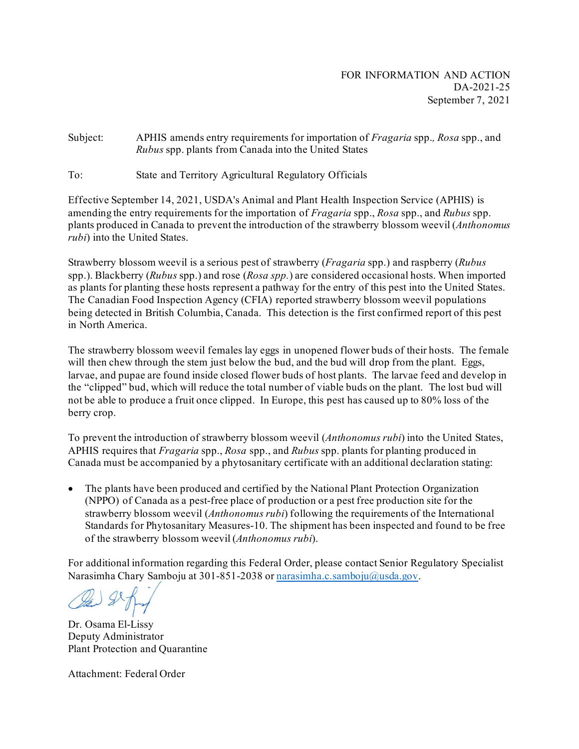FOR INFORMATION AND ACTION
DA-2021-25
September 7, 2021

Subject: APHIS amends entry requirements for importation of *Fragaria* spp., *Rosa* spp., and *Rubus* spp. plants from Canada into the United States

To: State and Territory Agricultural Regulatory Officials

Effective September 14, 2021, USDA's Animal and Plant Health Inspection Service (APHIS) is amending the entry requirements for the importation of *Fragaria* spp., *Rosa* spp., and *Rubus* spp. plants produced in Canada to prevent the introduction of the strawberry blossom weevil (*Anthonomus rubi*) into the United States.

Strawberry blossom weevil is a serious pest of strawberry (*Fragaria* spp.) and raspberry (*Rubus* spp.). Blackberry (*Rubus* spp.) and rose (*Rosa spp.*) are considered occasional hosts. When imported as plants for planting these hosts represent a pathway for the entry of this pest into the United States. The Canadian Food Inspection Agency (CFIA) reported strawberry blossom weevil populations being detected in British Columbia, Canada. This detection is the first confirmed report of this pest in North America.

The strawberry blossom weevil females lay eggs in unopened flower buds of their hosts. The female will then chew through the stem just below the bud, and the bud will drop from the plant. Eggs, larvae, and pupae are found inside closed flower buds of host plants. The larvae feed and develop in the "clipped" bud, which will reduce the total number of viable buds on the plant. The lost bud will not be able to produce a fruit once clipped. In Europe, this pest has caused up to 80% loss of the berry crop.

To prevent the introduction of strawberry blossom weevil (*Anthonomus rubi*) into the United States, APHIS requires that *Fragaria* spp., *Rosa* spp., and *Rubus* spp. plants for planting produced in Canada must be accompanied by a phytosanitary certificate with an additional declaration stating:

- The plants have been produced and certified by the National Plant Protection Organization (NPPO) of Canada as a pest-free place of production or a pest free production site for the strawberry blossom weevil (*Anthonomus rubi*) following the requirements of the International Standards for Phytosanitary Measures-10. The shipment has been inspected and found to be free of the strawberry blossom weevil (*Anthonomus rubi*).

For additional information regarding this Federal Order, please contact Senior Regulatory Specialist Narasimha Chary Samboju at 301-851-2038 or narasimha.c.samboju@usda.gov.

Dr. Osama El-Lissy
Deputy Administrator
Plant Protection and Quarantine

Attachment: Federal Order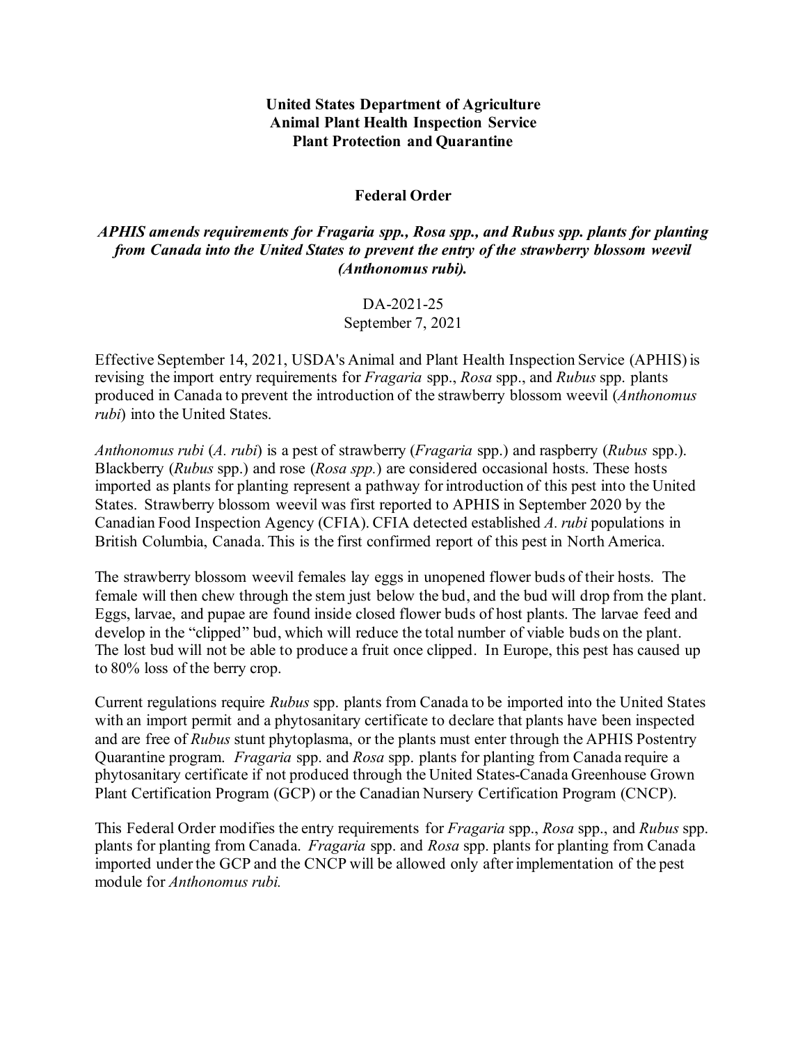**United States Department of Agriculture**
**Animal Plant Health Inspection Service**
**Plant Protection and Quarantine**

**Federal Order**

***APHIS amends requirements for Fragaria spp., Rosa spp., and Rubus spp. plants for planting from Canada into the United States to prevent the entry of the strawberry blossom weevil (Anthonomus rubi).***

DA-2021-25
September 7, 2021

Effective September 14, 2021, USDA's Animal and Plant Health Inspection Service (APHIS) is revising the import entry requirements for *Fragaria* spp., *Rosa* spp., and *Rubus* spp. plants produced in Canada to prevent the introduction of the strawberry blossom weevil (*Anthonomus rubi*) into the United States.

*Anthonomus rubi* (*A. rubi*) is a pest of strawberry (*Fragaria* spp.) and raspberry (*Rubus* spp.). Blackberry (*Rubus* spp.) and rose (*Rosa spp.*) are considered occasional hosts. These hosts imported as plants for planting represent a pathway for introduction of this pest into the United States. Strawberry blossom weevil was first reported to APHIS in September 2020 by the Canadian Food Inspection Agency (CFIA). CFIA detected established *A. rubi* populations in British Columbia, Canada. This is the first confirmed report of this pest in North America.

The strawberry blossom weevil females lay eggs in unopened flower buds of their hosts. The female will then chew through the stem just below the bud, and the bud will drop from the plant. Eggs, larvae, and pupae are found inside closed flower buds of host plants. The larvae feed and develop in the "clipped" bud, which will reduce the total number of viable buds on the plant. The lost bud will not be able to produce a fruit once clipped. In Europe, this pest has caused up to 80% loss of the berry crop.

Current regulations require *Rubus* spp. plants from Canada to be imported into the United States with an import permit and a phytosanitary certificate to declare that plants have been inspected and are free of *Rubus* stunt phytoplasma, or the plants must enter through the APHIS Postentry Quarantine program. *Fragaria* spp. and *Rosa* spp. plants for planting from Canada require a phytosanitary certificate if not produced through the United States-Canada Greenhouse Grown Plant Certification Program (GCP) or the Canadian Nursery Certification Program (CNCP).

This Federal Order modifies the entry requirements for *Fragaria* spp., *Rosa* spp., and *Rubus* spp. plants for planting from Canada. *Fragaria* spp. and *Rosa* spp. plants for planting from Canada imported under the GCP and the CNCP will be allowed only after implementation of the pest module for *Anthonomus rubi.*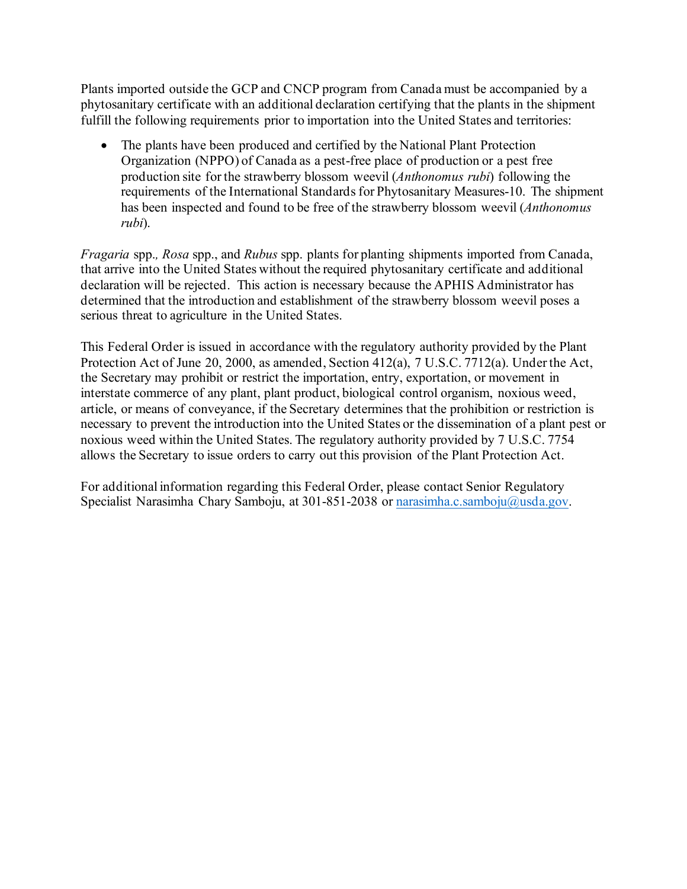Plants imported outside the GCP and CNCP program from Canada must be accompanied by a phytosanitary certificate with an additional declaration certifying that the plants in the shipment fulfill the following requirements prior to importation into the United States and territories:

- The plants have been produced and certified by the National Plant Protection Organization (NPPO) of Canada as a pest-free place of production or a pest free production site for the strawberry blossom weevil (*Anthonomus rubi*) following the requirements of the International Standards for Phytosanitary Measures-10. The shipment has been inspected and found to be free of the strawberry blossom weevil (*Anthonomus rubi*).

*Fragaria* spp., *Rosa* spp., and *Rubus* spp. plants for planting shipments imported from Canada, that arrive into the United States without the required phytosanitary certificate and additional declaration will be rejected. This action is necessary because the APHIS Administrator has determined that the introduction and establishment of the strawberry blossom weevil poses a serious threat to agriculture in the United States.

This Federal Order is issued in accordance with the regulatory authority provided by the Plant Protection Act of June 20, 2000, as amended, Section 412(a), 7 U.S.C. 7712(a). Under the Act, the Secretary may prohibit or restrict the importation, entry, exportation, or movement in interstate commerce of any plant, plant product, biological control organism, noxious weed, article, or means of conveyance, if the Secretary determines that the prohibition or restriction is necessary to prevent the introduction into the United States or the dissemination of a plant pest or noxious weed within the United States. The regulatory authority provided by 7 U.S.C. 7754 allows the Secretary to issue orders to carry out this provision of the Plant Protection Act.

For additional information regarding this Federal Order, please contact Senior Regulatory Specialist Narasimha Chary Samboju, at 301-851-2038 or narasimha.c.samboju@usda.gov.